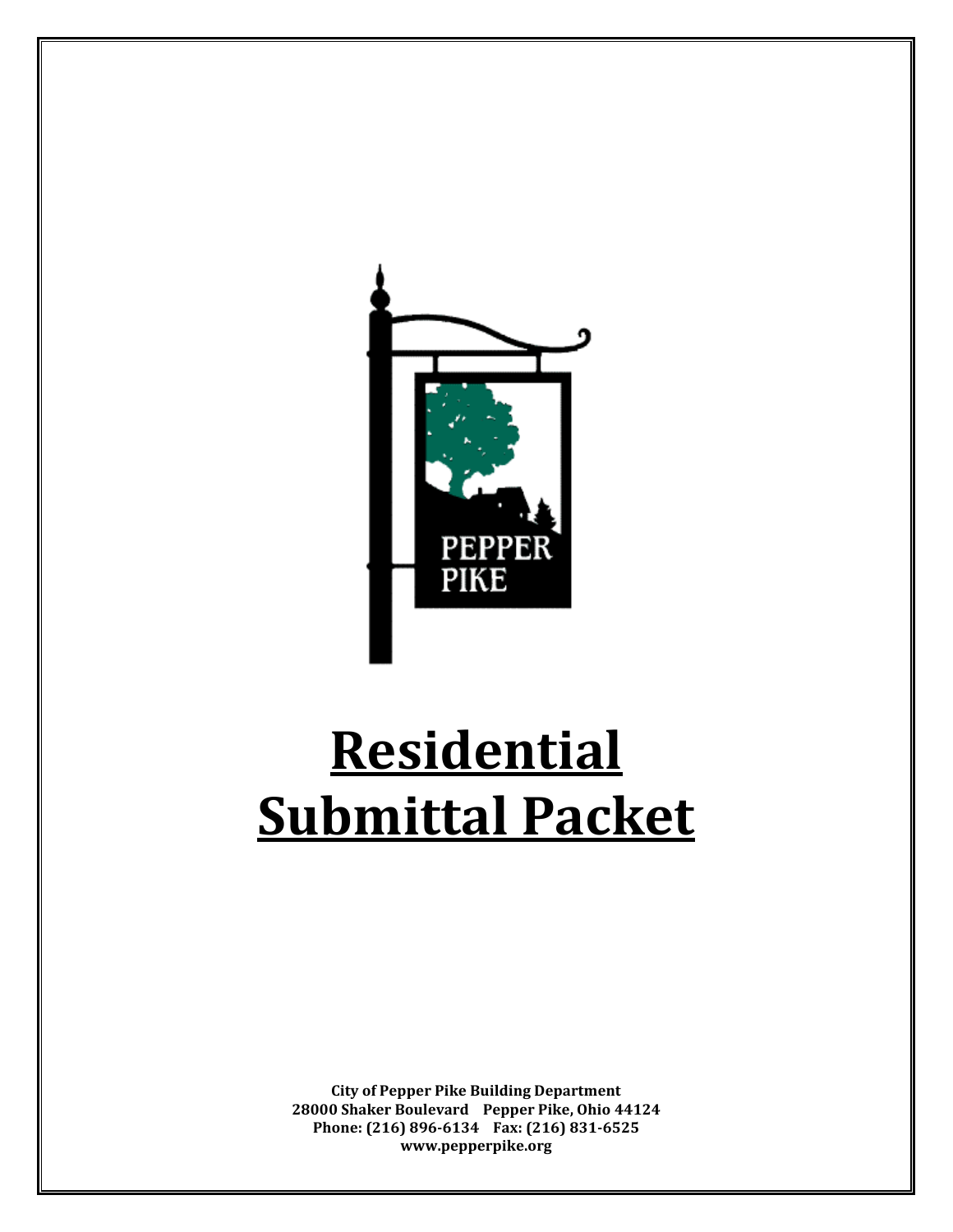PEPPER PIKE

# Residential Submittal Packet

**City of Pepper Pike Building Department**
**28000 Shaker Boulevard Pepper Pike, Ohio 44124**
**Phone: (216) 896-6134 Fax: (216) 831-6525**
**www.pepperpike.org**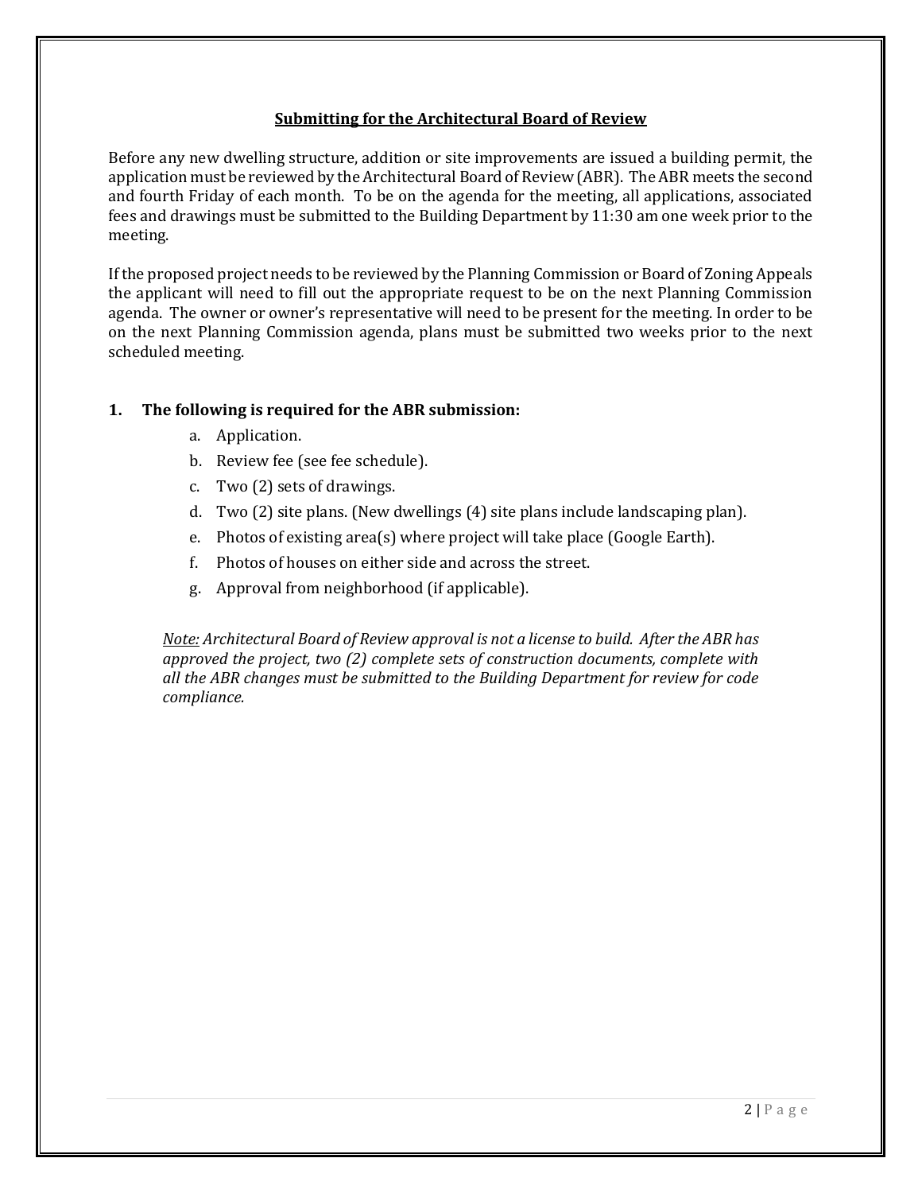## Submitting for the Architectural Board of Review

Before any new dwelling structure, addition or site improvements are issued a building permit, the application must be reviewed by the Architectural Board of Review (ABR). The ABR meets the second and fourth Friday of each month. To be on the agenda for the meeting, all applications, associated fees and drawings must be submitted to the Building Department by 11:30 am one week prior to the meeting.

If the proposed project needs to be reviewed by the Planning Commission or Board of Zoning Appeals the applicant will need to fill out the appropriate request to be on the next Planning Commission agenda. The owner or owner's representative will need to be present for the meeting. In order to be on the next Planning Commission agenda, plans must be submitted two weeks prior to the next scheduled meeting.

### 1. The following is required for the ABR submission:

a. Application.
b. Review fee (see fee schedule).
c. Two (2) sets of drawings.
d. Two (2) site plans. (New dwellings (4) site plans include landscaping plan).
e. Photos of existing area(s) where project will take place (Google Earth).
f. Photos of houses on either side and across the street.
g. Approval from neighborhood (if applicable).

*Note: Architectural Board of Review approval is not a license to build. After the ABR has approved the project, two (2) complete sets of construction documents, complete with all the ABR changes must be submitted to the Building Department for review for code compliance.*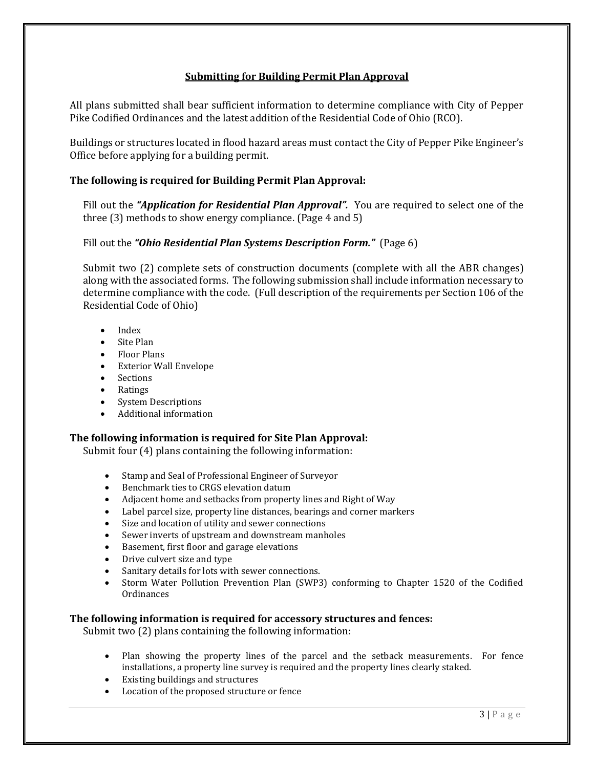## Submitting for Building Permit Plan Approval

All plans submitted shall bear sufficient information to determine compliance with City of Pepper Pike Codified Ordinances and the latest addition of the Residential Code of Ohio (RCO).

Buildings or structures located in flood hazard areas must contact the City of Pepper Pike Engineer's Office before applying for a building permit.

### The following is required for Building Permit Plan Approval:

Fill out the ***"Application for Residential Plan Approval".*** You are required to select one of the three (3) methods to show energy compliance. (Page 4 and 5)

Fill out the ***"Ohio Residential Plan Systems Description Form."*** (Page 6)

Submit two (2) complete sets of construction documents (complete with all the ABR changes) along with the associated forms. The following submission shall include information necessary to determine compliance with the code. (Full description of the requirements per Section 106 of the Residential Code of Ohio)

- Index
- Site Plan
- Floor Plans
- Exterior Wall Envelope
- Sections
- Ratings
- System Descriptions
- Additional information

### The following information is required for Site Plan Approval:

Submit four (4) plans containing the following information:

- Stamp and Seal of Professional Engineer of Surveyor
- Benchmark ties to CRGS elevation datum
- Adjacent home and setbacks from property lines and Right of Way
- Label parcel size, property line distances, bearings and corner markers
- Size and location of utility and sewer connections
- Sewer inverts of upstream and downstream manholes
- Basement, first floor and garage elevations
- Drive culvert size and type
- Sanitary details for lots with sewer connections.
- Storm Water Pollution Prevention Plan (SWP3) conforming to Chapter 1520 of the Codified Ordinances

### The following information is required for accessory structures and fences:

Submit two (2) plans containing the following information:

- Plan showing the property lines of the parcel and the setback measurements. For fence installations, a property line survey is required and the property lines clearly staked.
- Existing buildings and structures
- Location of the proposed structure or fence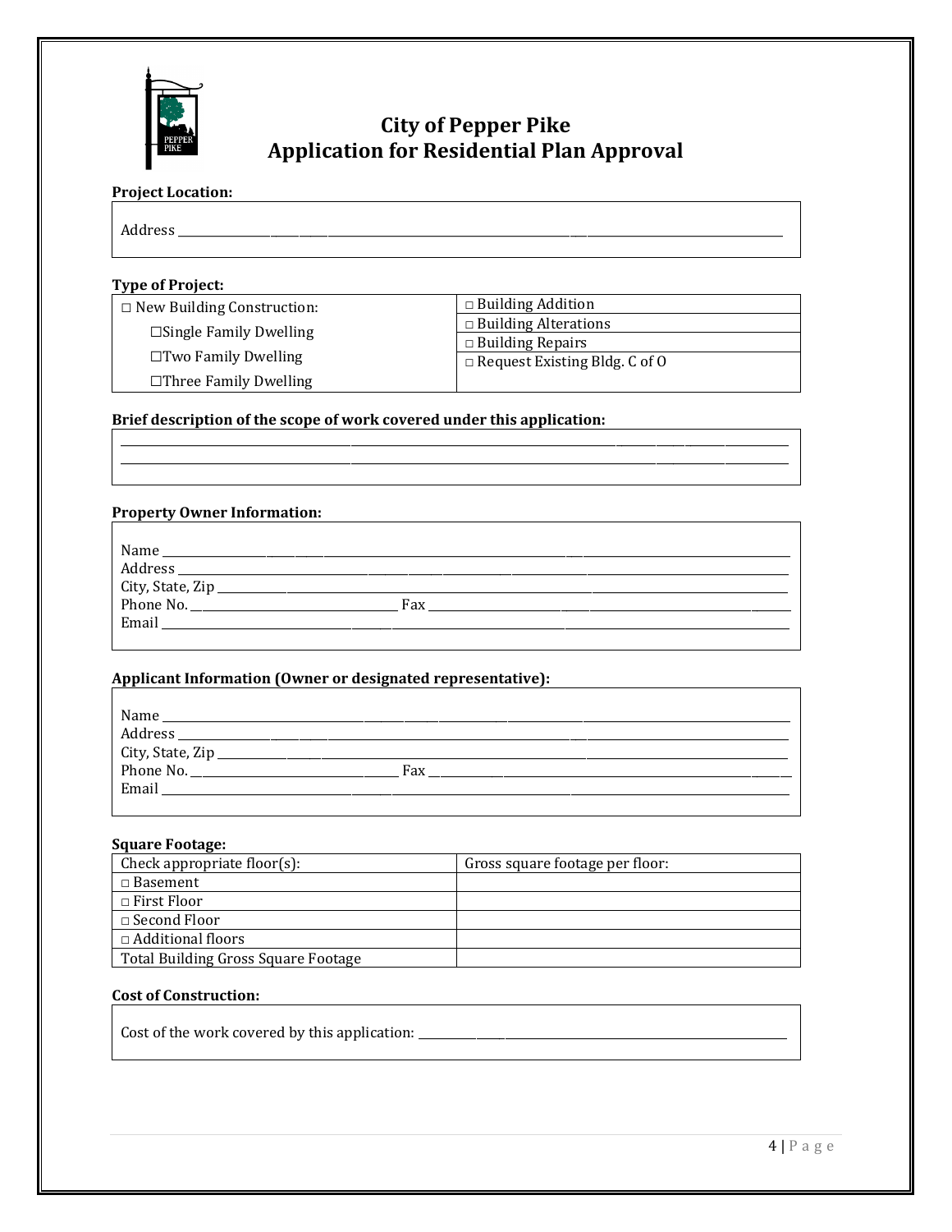# City of Pepper Pike
## Application for Residential Plan Approval

**Project Location:**

Address ____________________________________________________________________________

**Type of Project:**

| □ New Building Construction: | □ Building Addition |
|---|---|
| ☐Single Family Dwelling | □ Building Alterations |
| ☐Two Family Dwelling | □ Building Repairs |
| ☐Three Family Dwelling | □ Request Existing Bldg. C of O |

**Brief description of the scope of work covered under this application:**

____________________________________________________________________________

____________________________________________________________________________

**Property Owner Information:**

Name ____________________________________________________________________________
Address __________________________________________________________________________
City, State, Zip ____________________________________________________________________
Phone No. ______________________________ Fax ________________________________________
Email ____________________________________________________________________________

**Applicant Information (Owner or designated representative):**

Name ____________________________________________________________________________
Address __________________________________________________________________________
City, State, Zip ____________________________________________________________________
Phone No. ______________________________ Fax ________________________________________
Email ____________________________________________________________________________

**Square Footage:**

| Check appropriate floor(s): | Gross square footage per floor: |
|---|---|
| □ Basement | |
| □ First Floor | |
| □ Second Floor | |
| □ Additional floors | |
| Total Building Gross Square Footage | |

**Cost of Construction:**

Cost of the work covered by this application: ______________________________________________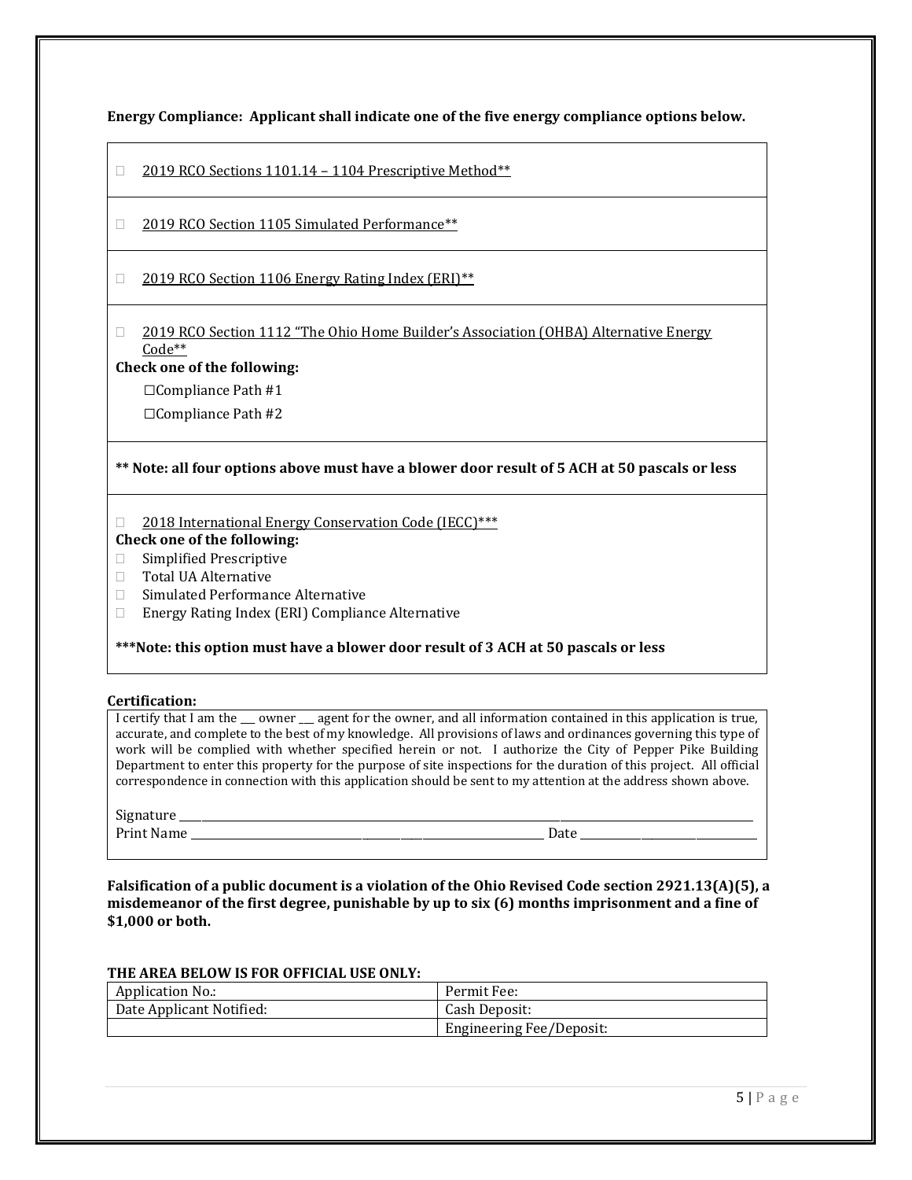**Energy Compliance: Applicant shall indicate one of the five energy compliance options below.**

☐ 2019 RCO Sections 1101.14 – 1104 Prescriptive Method**

☐ 2019 RCO Section 1105 Simulated Performance**

☐ 2019 RCO Section 1106 Energy Rating Index (ERI)**

☐ 2019 RCO Section 1112 "The Ohio Home Builder's Association (OHBA) Alternative Energy Code**

**Check one of the following:**

☐ Compliance Path #1

☐ Compliance Path #2

**** Note: all four options above must have a blower door result of 5 ACH at 50 pascals or less**

☐ 2018 International Energy Conservation Code (IECC)***

**Check one of the following:**

- ☐ Simplified Prescriptive
- ☐ Total UA Alternative
- ☐ Simulated Performance Alternative
- ☐ Energy Rating Index (ERI) Compliance Alternative

*****Note: this option must have a blower door result of 3 ACH at 50 pascals or less**

**Certification:**

I certify that I am the ___ owner ___ agent for the owner, and all information contained in this application is true, accurate, and complete to the best of my knowledge. All provisions of laws and ordinances governing this type of work will be complied with whether specified herein or not. I authorize the City of Pepper Pike Building Department to enter this property for the purpose of site inspections for the duration of this project. All official correspondence in connection with this application should be sent to my attention at the address shown above.

Signature ______________________________________________

Print Name ______________________________ Date ______________

**Falsification of a public document is a violation of the Ohio Revised Code section 2921.13(A)(5), a misdemeanor of the first degree, punishable by up to six (6) months imprisonment and a fine of $1,000 or both.**

**THE AREA BELOW IS FOR OFFICIAL USE ONLY:**

| Application No.: | Permit Fee: |
|---|---|
| Date Applicant Notified: | Cash Deposit: |
| | Engineering Fee/Deposit: |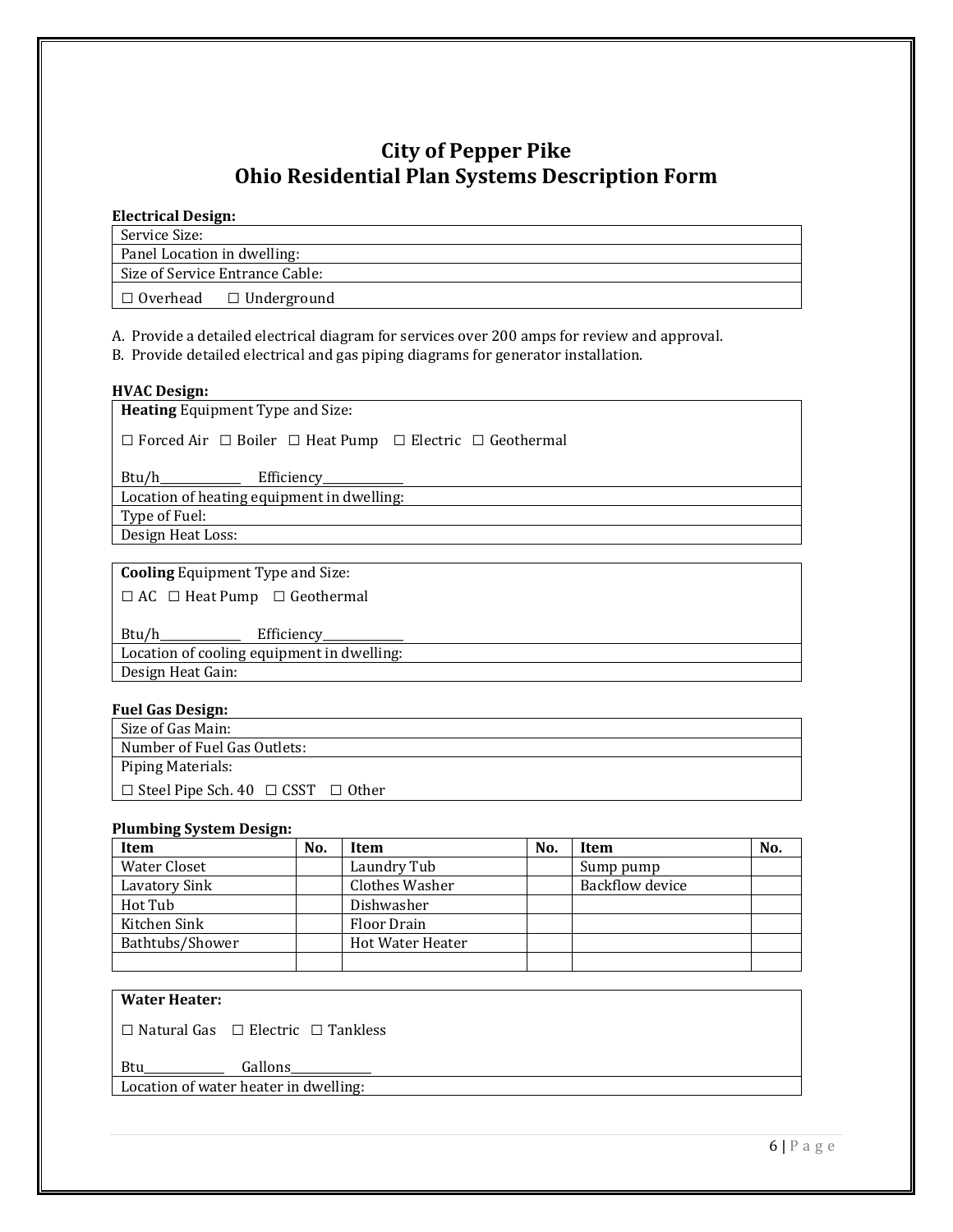# City of Pepper Pike
# Ohio Residential Plan Systems Description Form

**Electrical Design:**

| Service Size: |
|---|
| Panel Location in dwelling: |
| Size of Service Entrance Cable: |
| ☐ Overhead ☐ Underground |

A. Provide a detailed electrical diagram for services over 200 amps for review and approval.
B. Provide detailed electrical and gas piping diagrams for generator installation.

**HVAC Design:**

| **Heating** Equipment Type and Size: ☐ Forced Air ☐ Boiler ☐ Heat Pump ☐ Electric ☐ Geothermal Btu/h\_\_\_\_\_\_\_\_\_\_ Efficiency\_\_\_\_\_\_\_\_\_\_ |
|---|
| Location of heating equipment in dwelling: |
| Type of Fuel: |
| Design Heat Loss: |

| **Cooling** Equipment Type and Size: ☐ AC ☐ Heat Pump ☐ Geothermal Btu/h\_\_\_\_\_\_\_\_\_\_ Efficiency\_\_\_\_\_\_\_\_\_\_ |
|---|
| Location of cooling equipment in dwelling: |
| Design Heat Gain: |

**Fuel Gas Design:**

| Size of Gas Main: |
|---|
| Number of Fuel Gas Outlets: |
| Piping Materials: ☐ Steel Pipe Sch. 40 ☐ CSST ☐ Other |

**Plumbing System Design:**

| Item | No. | Item | No. | Item | No. |
|---|---|---|---|---|---|
| Water Closet | | Laundry Tub | | Sump pump | |
| Lavatory Sink | | Clothes Washer | | Backflow device | |
| Hot Tub | | Dishwasher | | | |
| Kitchen Sink | | Floor Drain | | | |
| Bathtubs/Shower | | Hot Water Heater | | | |
| | | | | | |

| **Water Heater:** ☐ Natural Gas ☐ Electric ☐ Tankless Btu\_\_\_\_\_\_\_\_\_\_ Gallons\_\_\_\_\_\_\_\_\_\_ |
|---|
| Location of water heater in dwelling: |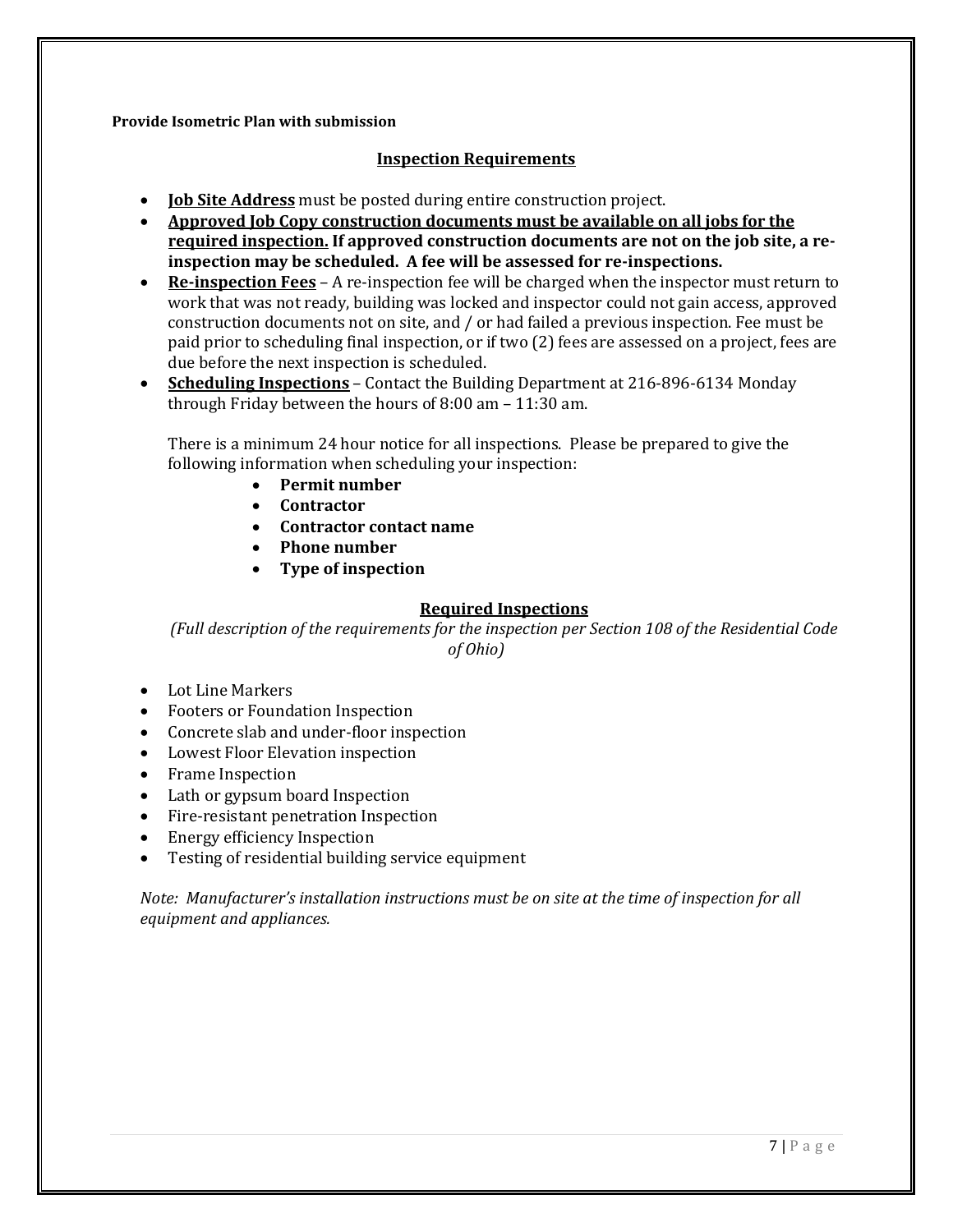**Provide Isometric Plan with submission**

## Inspection Requirements

- **Job Site Address** must be posted during entire construction project.
- **Approved Job Copy construction documents must be available on all jobs for the required inspection. If approved construction documents are not on the job site, a re-inspection may be scheduled. A fee will be assessed for re-inspections.**
- **Re-inspection Fees** – A re-inspection fee will be charged when the inspector must return to work that was not ready, building was locked and inspector could not gain access, approved construction documents not on site, and / or had failed a previous inspection. Fee must be paid prior to scheduling final inspection, or if two (2) fees are assessed on a project, fees are due before the next inspection is scheduled.
- **Scheduling Inspections** – Contact the Building Department at 216-896-6134 Monday through Friday between the hours of 8:00 am – 11:30 am.

  There is a minimum 24 hour notice for all inspections. Please be prepared to give the following information when scheduling your inspection:

  - **Permit number**
  - **Contractor**
  - **Contractor contact name**
  - **Phone number**
  - **Type of inspection**

## Required Inspections

*(Full description of the requirements for the inspection per Section 108 of the Residential Code of Ohio)*

- Lot Line Markers
- Footers or Foundation Inspection
- Concrete slab and under-floor inspection
- Lowest Floor Elevation inspection
- Frame Inspection
- Lath or gypsum board Inspection
- Fire-resistant penetration Inspection
- Energy efficiency Inspection
- Testing of residential building service equipment

*Note: Manufacturer's installation instructions must be on site at the time of inspection for all equipment and appliances.*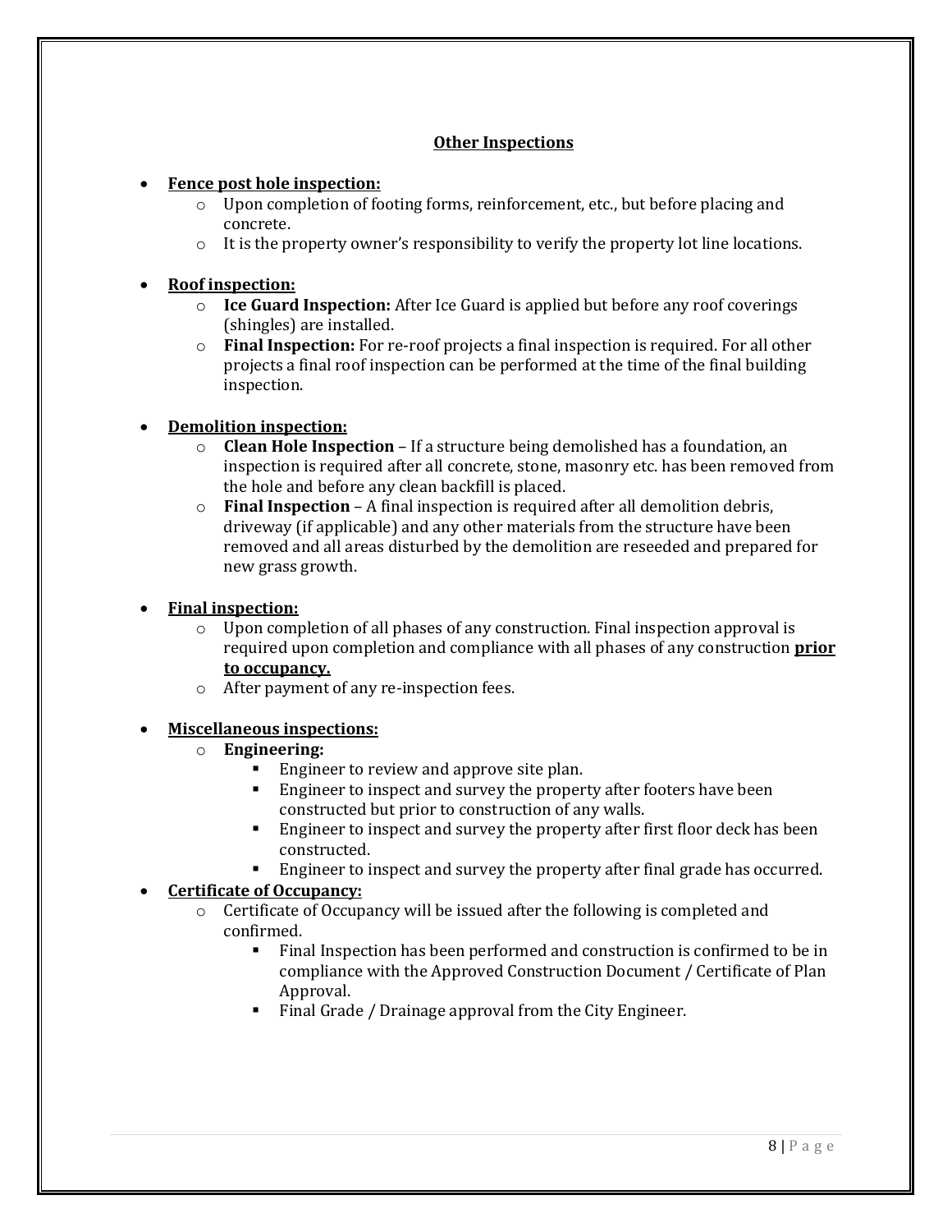## Other Inspections

- **Fence post hole inspection:**
    - Upon completion of footing forms, reinforcement, etc., but before placing and concrete.
    - It is the property owner's responsibility to verify the property lot line locations.

- **Roof inspection:**
    - **Ice Guard Inspection:** After Ice Guard is applied but before any roof coverings (shingles) are installed.
    - **Final Inspection:** For re-roof projects a final inspection is required. For all other projects a final roof inspection can be performed at the time of the final building inspection.

- **Demolition inspection:**
    - **Clean Hole Inspection** – If a structure being demolished has a foundation, an inspection is required after all concrete, stone, masonry etc. has been removed from the hole and before any clean backfill is placed.
    - **Final Inspection** – A final inspection is required after all demolition debris, driveway (if applicable) and any other materials from the structure have been removed and all areas disturbed by the demolition are reseeded and prepared for new grass growth.

- **Final inspection:**
    - Upon completion of all phases of any construction. Final inspection approval is required upon completion and compliance with all phases of any construction **prior to occupancy.**
    - After payment of any re-inspection fees.

- **Miscellaneous inspections:**
    - **Engineering:**
        - Engineer to review and approve site plan.
        - Engineer to inspect and survey the property after footers have been constructed but prior to construction of any walls.
        - Engineer to inspect and survey the property after first floor deck has been constructed.
        - Engineer to inspect and survey the property after final grade has occurred.
- **Certificate of Occupancy:**
    - Certificate of Occupancy will be issued after the following is completed and confirmed.
        - Final Inspection has been performed and construction is confirmed to be in compliance with the Approved Construction Document / Certificate of Plan Approval.
        - Final Grade / Drainage approval from the City Engineer.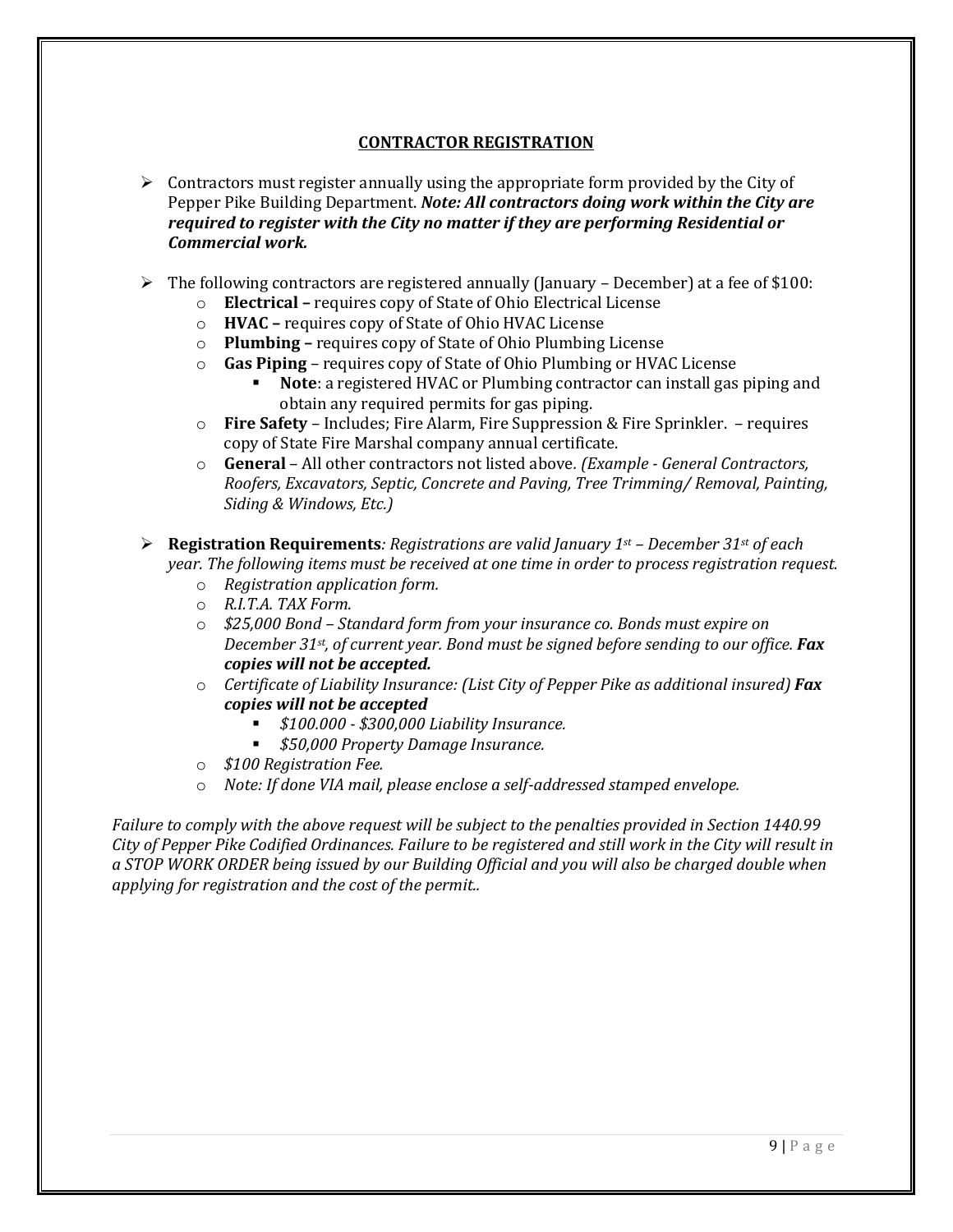## CONTRACTOR REGISTRATION

- Contractors must register annually using the appropriate form provided by the City of Pepper Pike Building Department. ***Note: All contractors doing work within the City are required to register with the City no matter if they are performing Residential or Commercial work.***

- The following contractors are registered annually (January – December) at a fee of $100:
  - **Electrical –** requires copy of State of Ohio Electrical License
  - **HVAC –** requires copy of State of Ohio HVAC License
  - **Plumbing –** requires copy of State of Ohio Plumbing License
  - **Gas Piping** – requires copy of State of Ohio Plumbing or HVAC License
    - **Note**: a registered HVAC or Plumbing contractor can install gas piping and obtain any required permits for gas piping.
  - **Fire Safety** – Includes; Fire Alarm, Fire Suppression & Fire Sprinkler. – requires copy of State Fire Marshal company annual certificate.
  - **General** – All other contractors not listed above. *(Example - General Contractors, Roofers, Excavators, Septic, Concrete and Paving, Tree Trimming/ Removal, Painting, Siding & Windows, Etc.)*

- **Registration Requirements***: Registrations are valid January 1st – December 31st of each year. The following items must be received at one time in order to process registration request.*
  - *Registration application form.*
  - *R.I.T.A. TAX Form.*
  - *$25,000 Bond – Standard form from your insurance co. Bonds must expire on December 31st, of current year. Bond must be signed before sending to our office.* ***Fax copies will not be accepted.***
  - *Certificate of Liability Insurance: (List City of Pepper Pike as additional insured)* ***Fax copies will not be accepted***
    - *$100.000 - $300,000 Liability Insurance.*
    - *$50,000 Property Damage Insurance.*
  - *$100 Registration Fee.*
  - *Note: If done VIA mail, please enclose a self-addressed stamped envelope.*

*Failure to comply with the above request will be subject to the penalties provided in Section 1440.99 City of Pepper Pike Codified Ordinances. Failure to be registered and still work in the City will result in a STOP WORK ORDER being issued by our Building Official and you will also be charged double when applying for registration and the cost of the permit..*